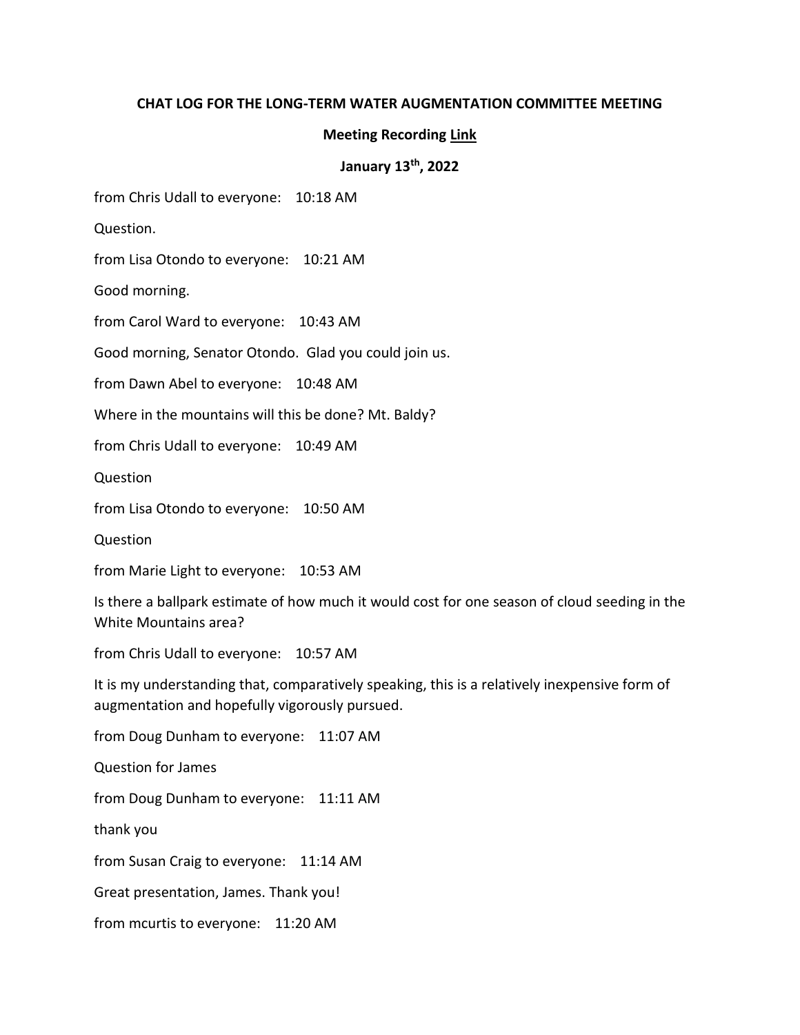**CHAT LOG FOR THE LONG-TERM WATER AUGMENTATION COMMITTEE MEETING**

**Meeting Recording Link**

**January 13th, 2022**

from Chris Udall to everyone: 10:18 AM

Question.

from Lisa Otondo to everyone: 10:21 AM

Good morning.

from Carol Ward to everyone: 10:43 AM

Good morning, Senator Otondo. Glad you could join us.

from Dawn Abel to everyone: 10:48 AM

Where in the mountains will this be done? Mt. Baldy?

from Chris Udall to everyone: 10:49 AM

Question

from Lisa Otondo to everyone: 10:50 AM

Question

from Marie Light to everyone: 10:53 AM

Is there a ballpark estimate of how much it would cost for one season of cloud seeding in the White Mountains area?

from Chris Udall to everyone: 10:57 AM

It is my understanding that, comparatively speaking, this is a relatively inexpensive form of augmentation and hopefully vigorously pursued.

from Doug Dunham to everyone: 11:07 AM

Question for James

from Doug Dunham to everyone: 11:11 AM

thank you

from Susan Craig to everyone: 11:14 AM

Great presentation, James. Thank you!

from mcurtis to everyone: 11:20 AM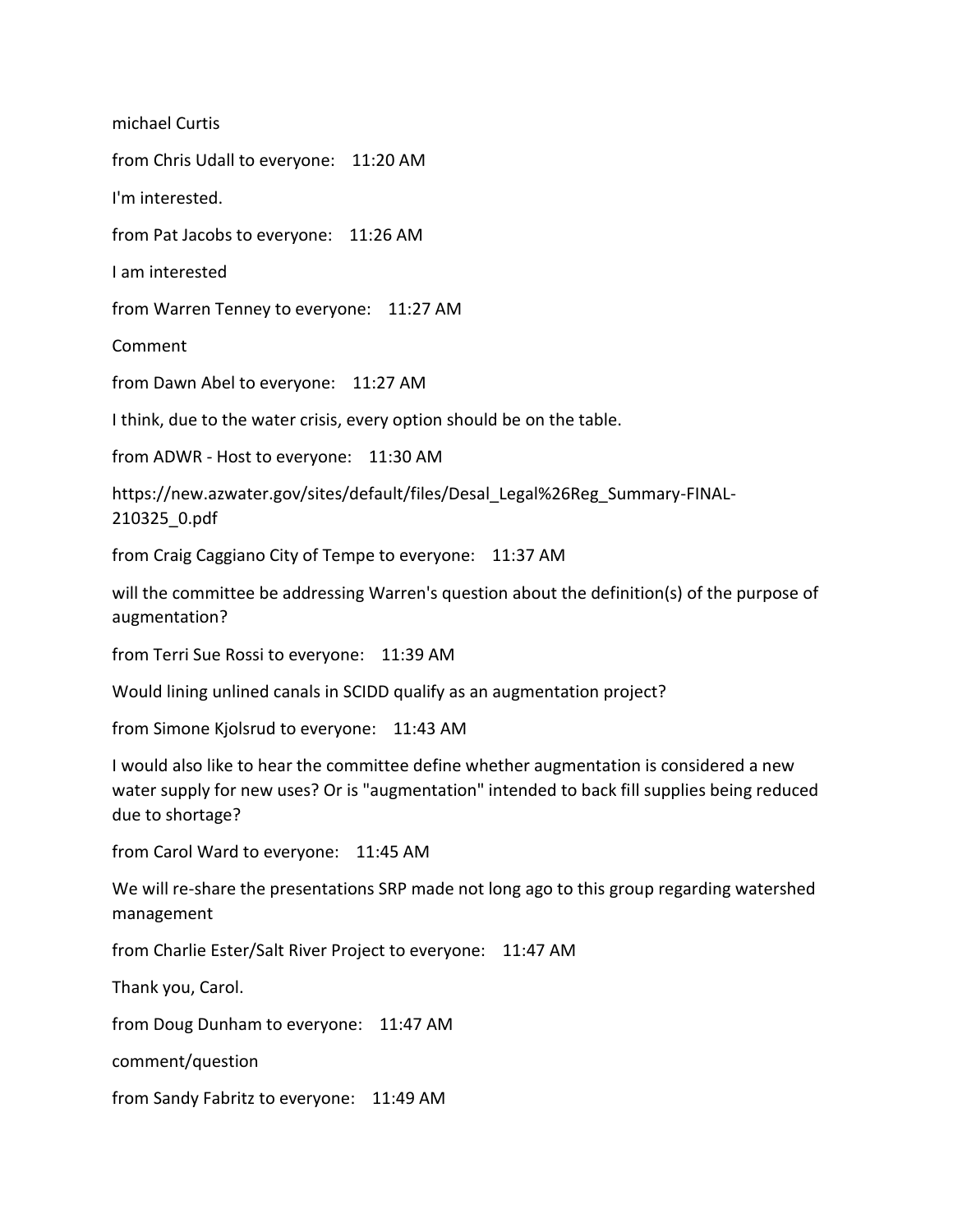michael Curtis

from Chris Udall to everyone:    11:20 AM

I'm interested.

from Pat Jacobs to everyone:    11:26 AM

I am interested

from Warren Tenney to everyone:    11:27 AM

Comment

from Dawn Abel to everyone:    11:27 AM

I think, due to the water crisis, every option should be on the table.

from ADWR - Host to everyone:    11:30 AM

https://new.azwater.gov/sites/default/files/Desal_Legal%26Reg_Summary-FINAL-210325_0.pdf

from Craig Caggiano City of Tempe to everyone:    11:37 AM

will the committee be addressing Warren's question about the definition(s) of the purpose of augmentation?

from Terri Sue Rossi to everyone:    11:39 AM

Would lining unlined canals in SCIDD qualify as an augmentation project?

from Simone Kjolsrud to everyone:    11:43 AM

I would also like to hear the committee define whether augmentation is considered a new water supply for new uses? Or is "augmentation" intended to back fill supplies being reduced due to shortage?

from Carol Ward to everyone:    11:45 AM

We will re-share the presentations SRP made not long ago to this group regarding watershed management

from Charlie Ester/Salt River Project to everyone:    11:47 AM

Thank you, Carol.

from Doug Dunham to everyone:    11:47 AM

comment/question

from Sandy Fabritz to everyone:    11:49 AM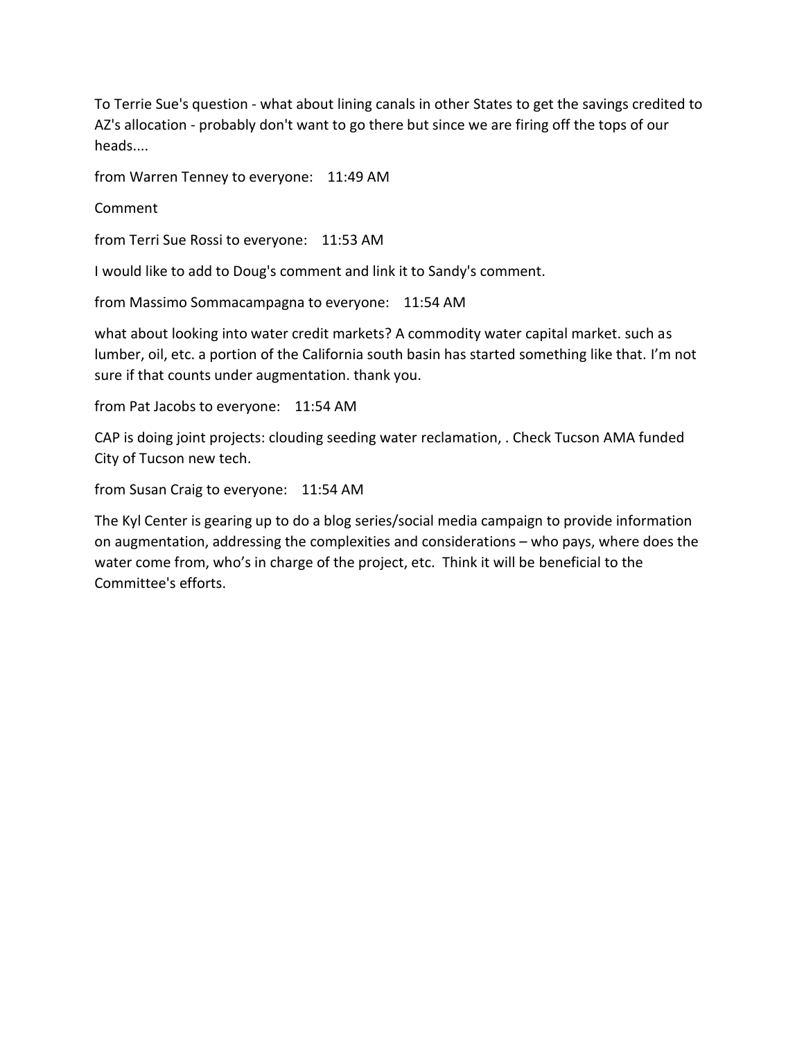To Terrie Sue's question - what about lining canals in other States to get the savings credited to AZ's allocation - probably don't want to go there but since we are firing off the tops of our heads....

from Warren Tenney to everyone:    11:49 AM

Comment

from Terri Sue Rossi to everyone:    11:53 AM

I would like to add to Doug's comment and link it to Sandy's comment.

from Massimo Sommacampagna to everyone:    11:54 AM

what about looking into water credit markets? A commodity water capital market. such as lumber, oil, etc. a portion of the California south basin has started something like that. I'm not sure if that counts under augmentation. thank you.

from Pat Jacobs to everyone:    11:54 AM

CAP is doing joint projects: clouding seeding water reclamation, . Check Tucson AMA funded City of Tucson new tech.

from Susan Craig to everyone:    11:54 AM

The Kyl Center is gearing up to do a blog series/social media campaign to provide information on augmentation, addressing the complexities and considerations – who pays, where does the water come from, who's in charge of the project, etc.  Think it will be beneficial to the Committee's efforts.